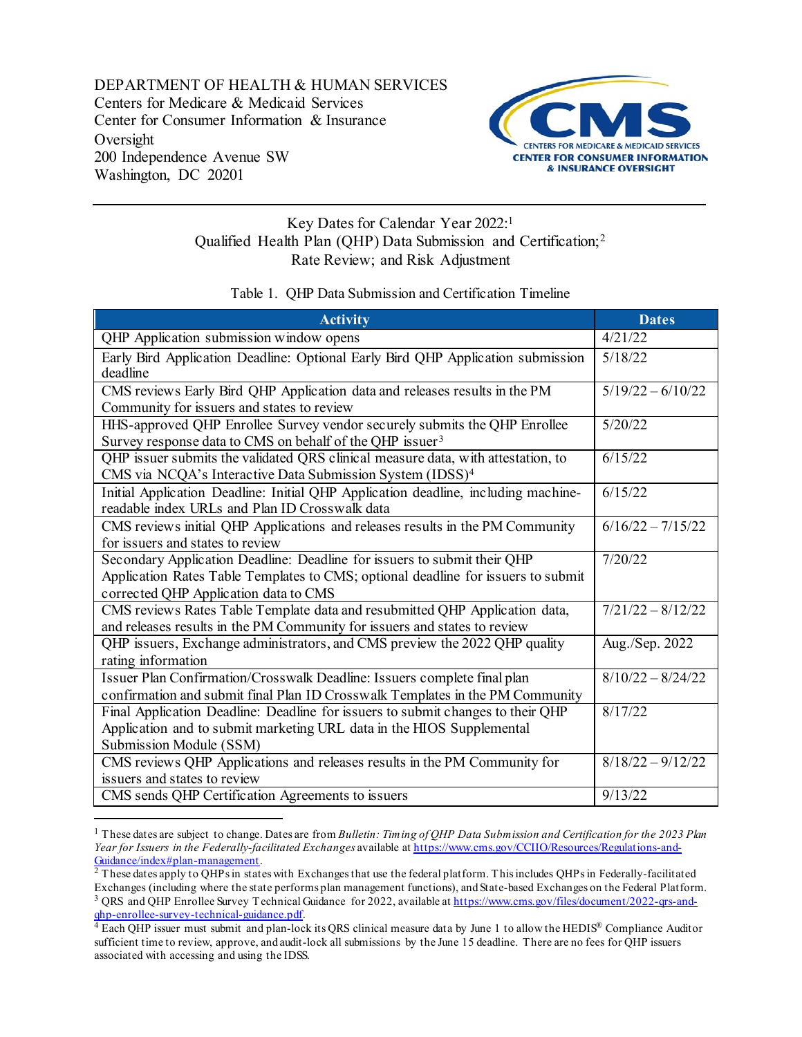DEPARTMENT OF HEALTH & HUMAN SERVICES
Centers for Medicare & Medicaid Services
Center for Consumer Information & Insurance Oversight
200 Independence Avenue SW
Washington, DC 20201

## Key Dates for Calendar Year 2022:[1] Qualified Health Plan (QHP) Data Submission and Certification;[2] Rate Review; and Risk Adjustment

Table 1. QHP Data Submission and Certification Timeline

| Activity | Dates |
|---|---|
| QHP Application submission window opens | 4/21/22 |
| Early Bird Application Deadline: Optional Early Bird QHP Application submission deadline | 5/18/22 |
| CMS reviews Early Bird QHP Application data and releases results in the PM Community for issuers and states to review | 5/19/22 – 6/10/22 |
| HHS-approved QHP Enrollee Survey vendor securely submits the QHP Enrollee Survey response data to CMS on behalf of the QHP issuer[3] | 5/20/22 |
| QHP issuer submits the validated QRS clinical measure data, with attestation, to CMS via NCQA's Interactive Data Submission System (IDSS)[4] | 6/15/22 |
| Initial Application Deadline: Initial QHP Application deadline, including machine-readable index URLs and Plan ID Crosswalk data | 6/15/22 |
| CMS reviews initial QHP Applications and releases results in the PM Community for issuers and states to review | 6/16/22 – 7/15/22 |
| Secondary Application Deadline: Deadline for issuers to submit their QHP Application Rates Table Templates to CMS; optional deadline for issuers to submit corrected QHP Application data to CMS | 7/20/22 |
| CMS reviews Rates Table Template data and resubmitted QHP Application data, and releases results in the PM Community for issuers and states to review | 7/21/22 – 8/12/22 |
| QHP issuers, Exchange administrators, and CMS preview the 2022 QHP quality rating information | Aug./Sep. 2022 |
| Issuer Plan Confirmation/Crosswalk Deadline: Issuers complete final plan confirmation and submit final Plan ID Crosswalk Templates in the PM Community | 8/10/22 – 8/24/22 |
| Final Application Deadline: Deadline for issuers to submit changes to their QHP Application and to submit marketing URL data in the HIOS Supplemental Submission Module (SSM) | 8/17/22 |
| CMS reviews QHP Applications and releases results in the PM Community for issuers and states to review | 8/18/22 – 9/12/22 |
| CMS sends QHP Certification Agreements to issuers | 9/13/22 |

[1] These dates are subject to change. Dates are from *Bulletin: Timing of QHP Data Submission and Certification for the 2023 Plan Year for Issuers in the Federally-facilitated Exchanges* available at https://www.cms.gov/CCIIO/Resources/Regulations-and-Guidance/index#plan-management.

[2] These dates apply to QHPs in states with Exchanges that use the federal platform. This includes QHPs in Federally-facilitated Exchanges (including where the state performs plan management functions), and State-based Exchanges on the Federal Platform.

[3] QRS and QHP Enrollee Survey Technical Guidance for 2022, available at https://www.cms.gov/files/document/2022-qrs-and-qhp-enrollee-survey-technical-guidance.pdf.

[4] Each QHP issuer must submit and plan-lock its QRS clinical measure data by June 1 to allow the HEDIS® Compliance Auditor sufficient time to review, approve, and audit-lock all submissions by the June 15 deadline. There are no fees for QHP issuers associated with accessing and using the IDSS.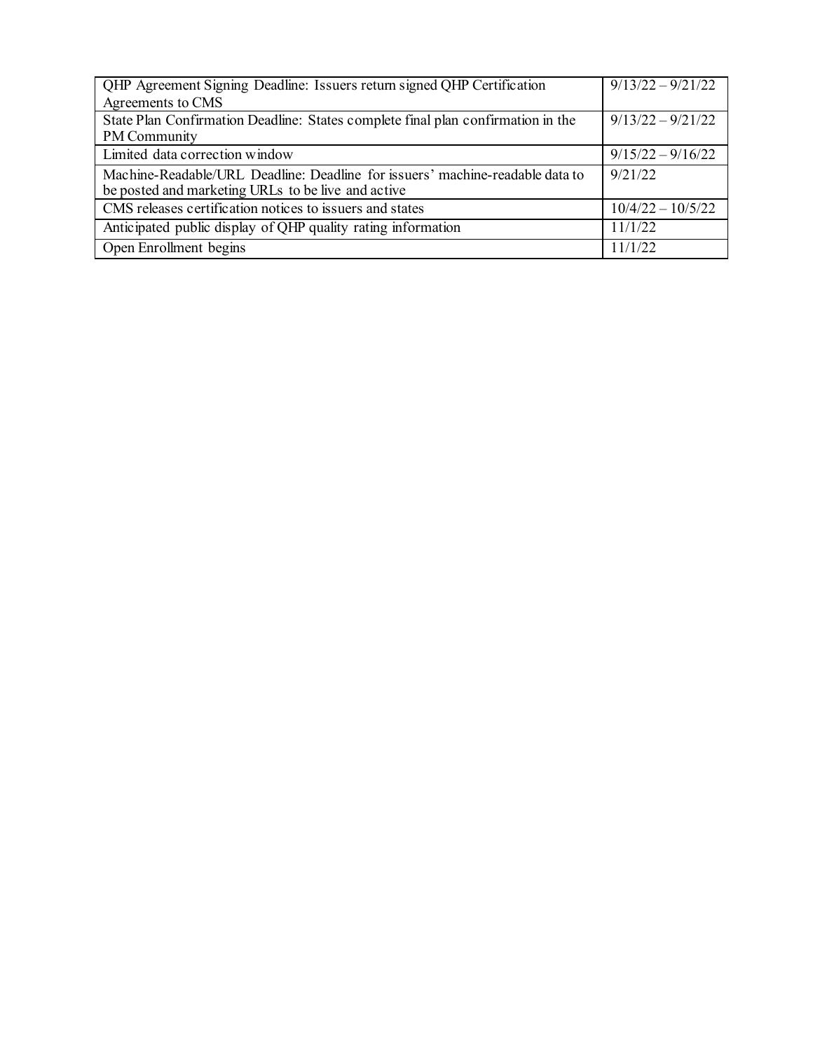| | |
|---|---|
| QHP Agreement Signing Deadline: Issuers return signed QHP Certification Agreements to CMS | 9/13/22 – 9/21/22 |
| State Plan Confirmation Deadline: States complete final plan confirmation in the PM Community | 9/13/22 – 9/21/22 |
| Limited data correction window | 9/15/22 – 9/16/22 |
| Machine-Readable/URL Deadline: Deadline for issuers' machine-readable data to be posted and marketing URLs to be live and active | 9/21/22 |
| CMS releases certification notices to issuers and states | 10/4/22 – 10/5/22 |
| Anticipated public display of QHP quality rating information | 11/1/22 |
| Open Enrollment begins | 11/1/22 |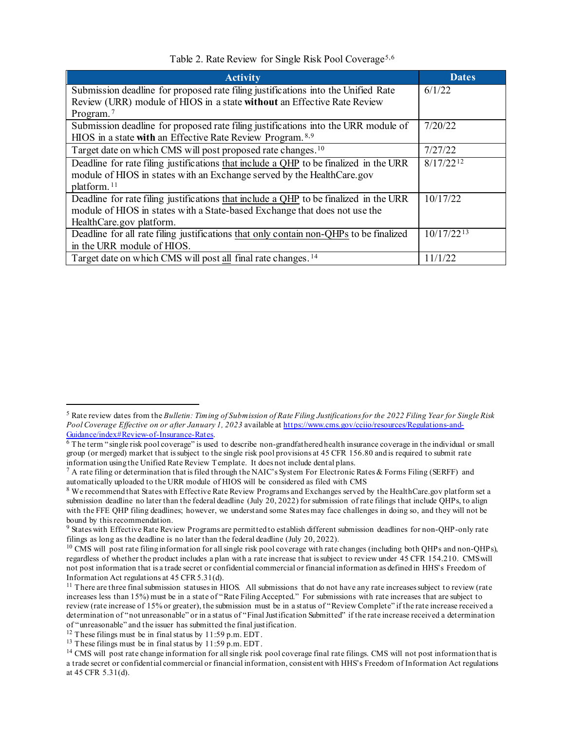Table 2. Rate Review for Single Risk Pool Coverage[5,6]

| Activity | Dates |
|---|---|
| Submission deadline for proposed rate filing justifications into the Unified Rate Review (URR) module of HIOS in a state **without** an Effective Rate Review Program.[7] | 6/1/22 |
| Submission deadline for proposed rate filing justifications into the URR module of HIOS in a state **with** an Effective Rate Review Program.[8,9] | 7/20/22 |
| Target date on which CMS will post proposed rate changes.[10] | 7/27/22 |
| Deadline for rate filing justifications <u>that include a QHP</u> to be finalized in the URR module of HIOS in states with an Exchange served by the HealthCare.gov platform.[11] | 8/17/22[12] |
| Deadline for rate filing justifications <u>that include a QHP</u> to be finalized in the URR module of HIOS in states with a State-based Exchange that does not use the HealthCare.gov platform. | 10/17/22 |
| Deadline for all rate filing justifications <u>that only contain non-QHPs</u> to be finalized in the URR module of HIOS. | 10/17/22[13] |
| Target date on which CMS will post <u>all</u> final rate changes.[14] | 11/1/22 |

[5] Rate review dates from the *Bulletin: Timing of Submission of Rate Filing Justifications for the 2022 Filing Year for Single Risk Pool Coverage Effective on or after January 1, 2023* available at [https://www.cms.gov/cciio/resources/Regulations-and-Guidance/index#Review-of-Insurance-Rates](https://www.cms.gov/cciio/resources/Regulations-and-Guidance/index#Review-of-Insurance-Rates).

[6] The term "single risk pool coverage" is used to describe non-grandfathered health insurance coverage in the individual or small group (or merged) market that is subject to the single risk pool provisions at 45 CFR 156.80 and is required to submit rate information using the Unified Rate Review Template. It does not include dental plans.

[7] A rate filing or determination that is filed through the NAIC's System For Electronic Rates & Forms Filing (SERFF) and automatically uploaded to the URR module of HIOS will be considered as filed with CMS

[8] We recommend that States with Effective Rate Review Programs and Exchanges served by the HealthCare.gov platform set a submission deadline no later than the federal deadline (July 20, 2022) for submission of rate filings that include QHPs, to align with the FFE QHP filing deadlines; however, we understand some States may face challenges in doing so, and they will not be bound by this recommendation.

[9] States with Effective Rate Review Programs are permitted to establish different submission deadlines for non-QHP-only rate filings as long as the deadline is no later than the federal deadline (July 20, 2022).

[10] CMS will post rate filing information for all single risk pool coverage with rate changes (including both QHPs and non-QHPs), regardless of whether the product includes a plan with a rate increase that is subject to review under 45 CFR 154.210. CMS will not post information that is a trade secret or confidential commercial or financial information as defined in HHS's Freedom of Information Act regulations at 45 CFR 5.31(d).

[11] There are three final submission statuses in HIOS. All submissions that do not have any rate increases subject to review (rate increases less than 15%) must be in a state of "Rate Filing Accepted." For submissions with rate increases that are subject to review (rate increase of 15% or greater), the submission must be in a status of "Review Complete" if the rate increase received a determination of "not unreasonable" or in a status of "Final Justification Submitted" if the rate increase received a determination of "unreasonable" and the issuer has submitted the final justification.

[12] These filings must be in final status by 11:59 p.m. EDT.

[13] These filings must be in final status by 11:59 p.m. EDT.

[14] CMS will post rate change information for all single risk pool coverage final rate filings. CMS will not post information that is a trade secret or confidential commercial or financial information, consistent with HHS's Freedom of Information Act regulations at 45 CFR 5.31(d).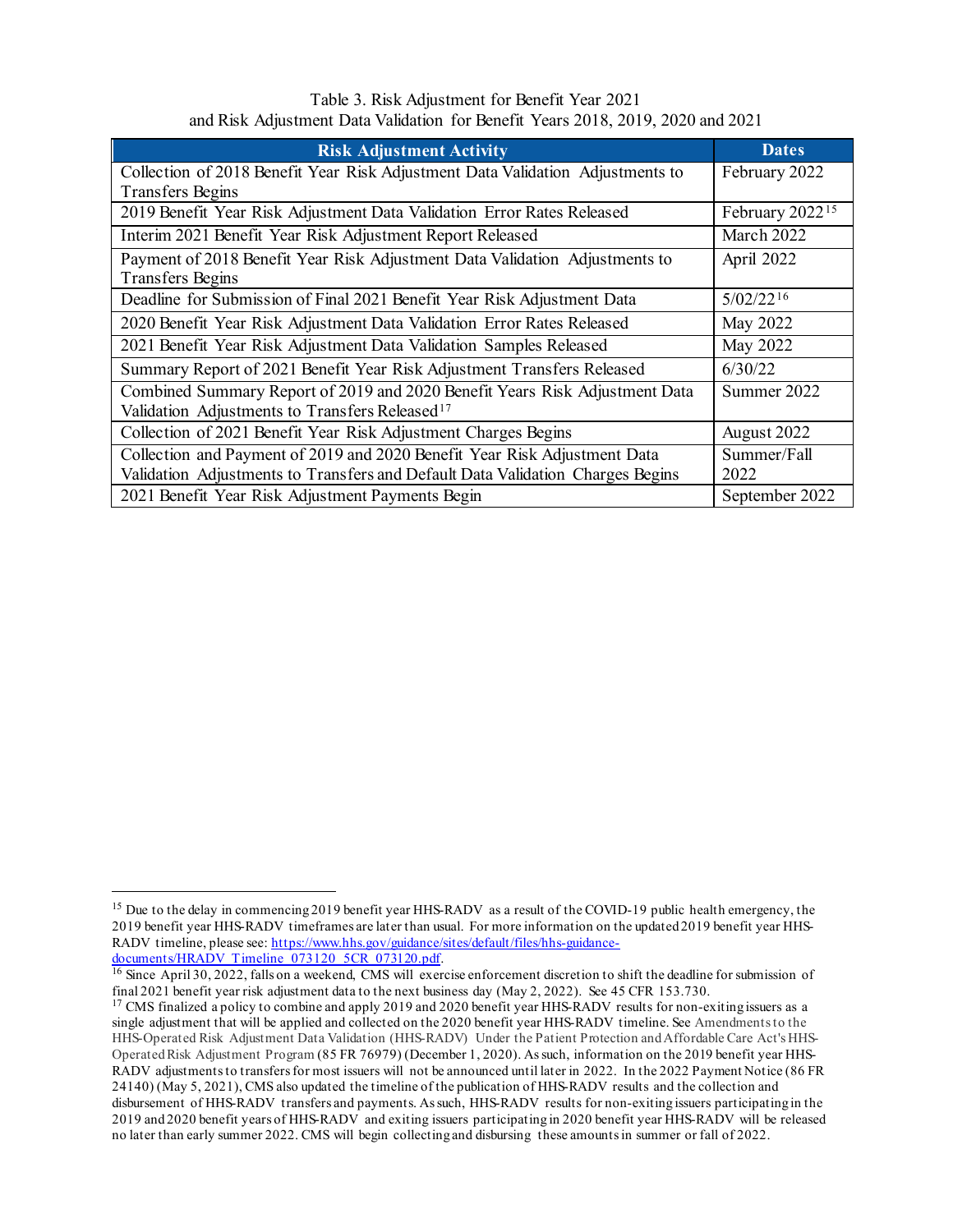Table 3. Risk Adjustment for Benefit Year 2021 and Risk Adjustment Data Validation for Benefit Years 2018, 2019, 2020 and 2021

| Risk Adjustment Activity | Dates |
| --- | --- |
| Collection of 2018 Benefit Year Risk Adjustment Data Validation Adjustments to Transfers Begins | February 2022 |
| 2019 Benefit Year Risk Adjustment Data Validation Error Rates Released | February 2022[15] |
| Interim 2021 Benefit Year Risk Adjustment Report Released | March 2022 |
| Payment of 2018 Benefit Year Risk Adjustment Data Validation Adjustments to Transfers Begins | April 2022 |
| Deadline for Submission of Final 2021 Benefit Year Risk Adjustment Data | 5/02/22[16] |
| 2020 Benefit Year Risk Adjustment Data Validation Error Rates Released | May 2022 |
| 2021 Benefit Year Risk Adjustment Data Validation Samples Released | May 2022 |
| Summary Report of 2021 Benefit Year Risk Adjustment Transfers Released | 6/30/22 |
| Combined Summary Report of 2019 and 2020 Benefit Years Risk Adjustment Data Validation Adjustments to Transfers Released[17] | Summer 2022 |
| Collection of 2021 Benefit Year Risk Adjustment Charges Begins | August 2022 |
| Collection and Payment of 2019 and 2020 Benefit Year Risk Adjustment Data Validation Adjustments to Transfers and Default Data Validation Charges Begins | Summer/Fall 2022 |
| 2021 Benefit Year Risk Adjustment Payments Begin | September 2022 |

[15] Due to the delay in commencing 2019 benefit year HHS-RADV as a result of the COVID-19 public health emergency, the 2019 benefit year HHS-RADV timeframes are later than usual. For more information on the updated 2019 benefit year HHS-RADV timeline, please see: https://www.hhs.gov/guidance/sites/default/files/hhs-guidance-documents/HRADV_Timeline_073120_5CR_073120.pdf.

[16] Since April 30, 2022, falls on a weekend, CMS will exercise enforcement discretion to shift the deadline for submission of final 2021 benefit year risk adjustment data to the next business day (May 2, 2022). See 45 CFR 153.730.

[17] CMS finalized a policy to combine and apply 2019 and 2020 benefit year HHS-RADV results for non-exiting issuers as a single adjustment that will be applied and collected on the 2020 benefit year HHS-RADV timeline. See Amendments to the HHS-Operated Risk Adjustment Data Validation (HHS-RADV) Under the Patient Protection and Affordable Care Act's HHS-Operated Risk Adjustment Program (85 FR 76979) (December 1, 2020). As such, information on the 2019 benefit year HHS-RADV adjustments to transfers for most issuers will not be announced until later in 2022. In the 2022 Payment Notice (86 FR 24140) (May 5, 2021), CMS also updated the timeline of the publication of HHS-RADV results and the collection and disbursement of HHS-RADV transfers and payments. As such, HHS-RADV results for non-exiting issuers participating in the 2019 and 2020 benefit years of HHS-RADV and exiting issuers participating in 2020 benefit year HHS-RADV will be released no later than early summer 2022. CMS will begin collecting and disbursing these amounts in summer or fall of 2022.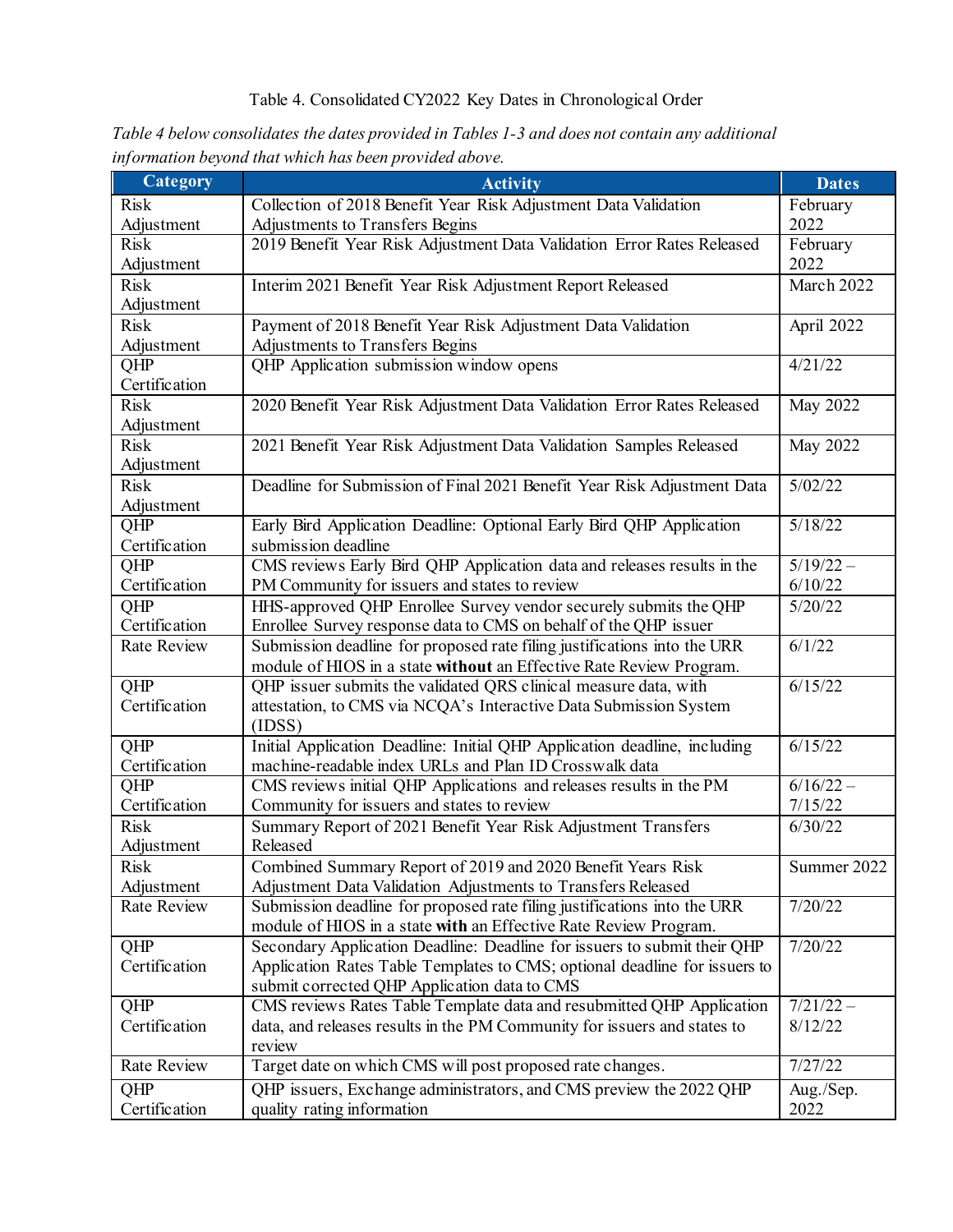Table 4. Consolidated CY2022 Key Dates in Chronological Order

*Table 4 below consolidates the dates provided in Tables 1-3 and does not contain any additional information beyond that which has been provided above.*

| Category | Activity | Dates |
|---|---|---|
| Risk Adjustment | Collection of 2018 Benefit Year Risk Adjustment Data Validation Adjustments to Transfers Begins | February 2022 |
| Risk Adjustment | 2019 Benefit Year Risk Adjustment Data Validation Error Rates Released | February 2022 |
| Risk Adjustment | Interim 2021 Benefit Year Risk Adjustment Report Released | March 2022 |
| Risk Adjustment | Payment of 2018 Benefit Year Risk Adjustment Data Validation Adjustments to Transfers Begins | April 2022 |
| QHP Certification | QHP Application submission window opens | 4/21/22 |
| Risk Adjustment | 2020 Benefit Year Risk Adjustment Data Validation Error Rates Released | May 2022 |
| Risk Adjustment | 2021 Benefit Year Risk Adjustment Data Validation Samples Released | May 2022 |
| Risk Adjustment | Deadline for Submission of Final 2021 Benefit Year Risk Adjustment Data | 5/02/22 |
| QHP Certification | Early Bird Application Deadline: Optional Early Bird QHP Application submission deadline | 5/18/22 |
| QHP Certification | CMS reviews Early Bird QHP Application data and releases results in the PM Community for issuers and states to review | 5/19/22 – 6/10/22 |
| QHP Certification | HHS-approved QHP Enrollee Survey vendor securely submits the QHP Enrollee Survey response data to CMS on behalf of the QHP issuer | 5/20/22 |
| Rate Review | Submission deadline for proposed rate filing justifications into the URR module of HIOS in a state **without** an Effective Rate Review Program. | 6/1/22 |
| QHP Certification | QHP issuer submits the validated QRS clinical measure data, with attestation, to CMS via NCQA's Interactive Data Submission System (IDSS) | 6/15/22 |
| QHP Certification | Initial Application Deadline: Initial QHP Application deadline, including machine-readable index URLs and Plan ID Crosswalk data | 6/15/22 |
| QHP Certification | CMS reviews initial QHP Applications and releases results in the PM Community for issuers and states to review | 6/16/22 – 7/15/22 |
| Risk Adjustment | Summary Report of 2021 Benefit Year Risk Adjustment Transfers Released | 6/30/22 |
| Risk Adjustment | Combined Summary Report of 2019 and 2020 Benefit Years Risk Adjustment Data Validation Adjustments to Transfers Released | Summer 2022 |
| Rate Review | Submission deadline for proposed rate filing justifications into the URR module of HIOS in a state **with** an Effective Rate Review Program. | 7/20/22 |
| QHP Certification | Secondary Application Deadline: Deadline for issuers to submit their QHP Application Rates Table Templates to CMS; optional deadline for issuers to submit corrected QHP Application data to CMS | 7/20/22 |
| QHP Certification | CMS reviews Rates Table Template data and resubmitted QHP Application data, and releases results in the PM Community for issuers and states to review | 7/21/22 – 8/12/22 |
| Rate Review | Target date on which CMS will post proposed rate changes. | 7/27/22 |
| QHP Certification | QHP issuers, Exchange administrators, and CMS preview the 2022 QHP quality rating information | Aug./Sep. 2022 |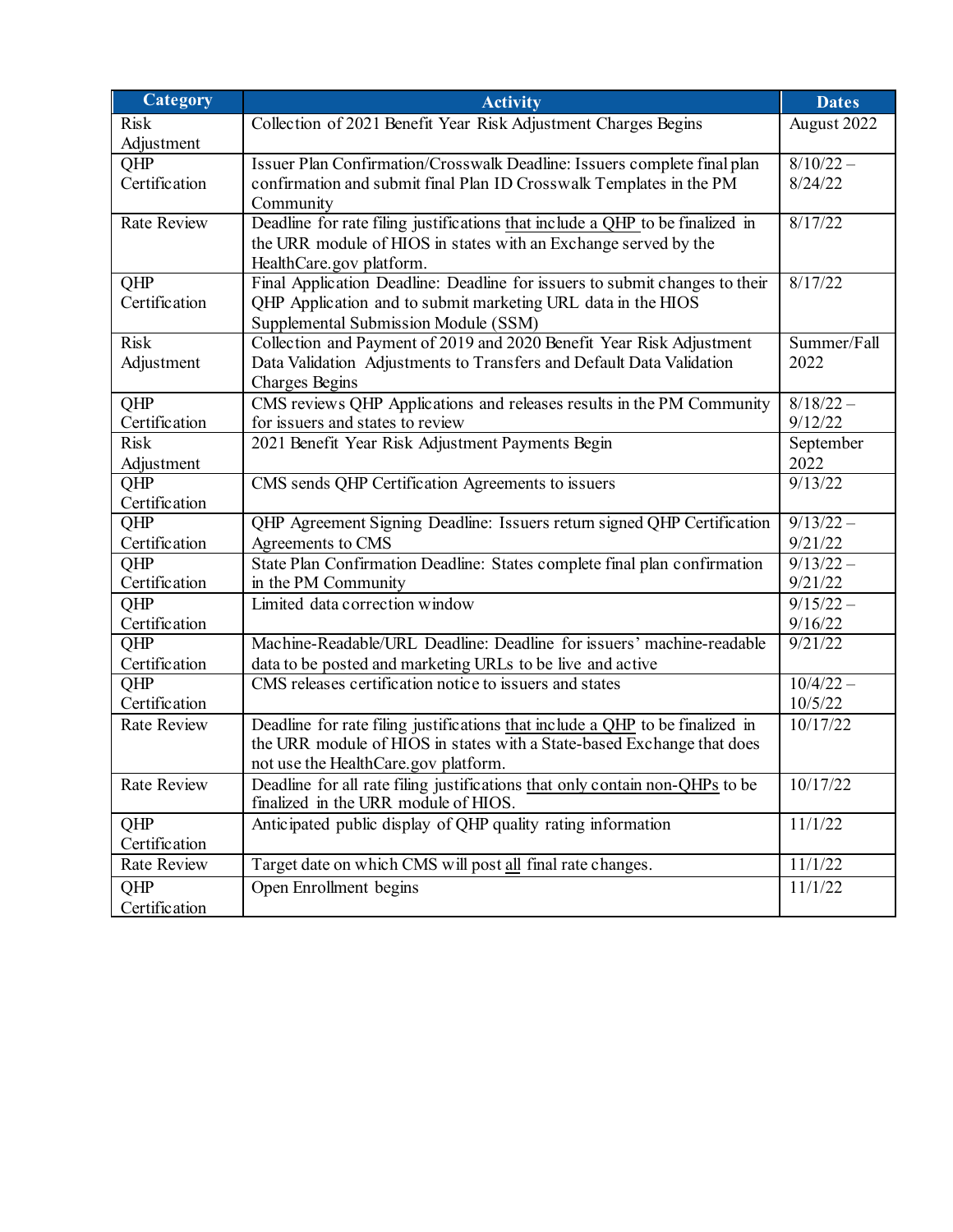| Category | Activity | Dates |
|---|---|---|
| Risk Adjustment | Collection of 2021 Benefit Year Risk Adjustment Charges Begins | August 2022 |
| QHP Certification | Issuer Plan Confirmation/Crosswalk Deadline: Issuers complete final plan confirmation and submit final Plan ID Crosswalk Templates in the PM Community | 8/10/22 – 8/24/22 |
| Rate Review | Deadline for rate filing justifications that include a QHP to be finalized in the URR module of HIOS in states with an Exchange served by the HealthCare.gov platform. | 8/17/22 |
| QHP Certification | Final Application Deadline: Deadline for issuers to submit changes to their QHP Application and to submit marketing URL data in the HIOS Supplemental Submission Module (SSM) | 8/17/22 |
| Risk Adjustment | Collection and Payment of 2019 and 2020 Benefit Year Risk Adjustment Data Validation Adjustments to Transfers and Default Data Validation Charges Begins | Summer/Fall 2022 |
| QHP Certification | CMS reviews QHP Applications and releases results in the PM Community for issuers and states to review | 8/18/22 – 9/12/22 |
| Risk Adjustment | 2021 Benefit Year Risk Adjustment Payments Begin | September 2022 |
| QHP Certification | CMS sends QHP Certification Agreements to issuers | 9/13/22 |
| QHP Certification | QHP Agreement Signing Deadline: Issuers return signed QHP Certification Agreements to CMS | 9/13/22 – 9/21/22 |
| QHP Certification | State Plan Confirmation Deadline: States complete final plan confirmation in the PM Community | 9/13/22 – 9/21/22 |
| QHP Certification | Limited data correction window | 9/15/22 – 9/16/22 |
| QHP Certification | Machine-Readable/URL Deadline: Deadline for issuers' machine-readable data to be posted and marketing URLs to be live and active | 9/21/22 |
| QHP Certification | CMS releases certification notice to issuers and states | 10/4/22 – 10/5/22 |
| Rate Review | Deadline for rate filing justifications that include a QHP to be finalized in the URR module of HIOS in states with a State-based Exchange that does not use the HealthCare.gov platform. | 10/17/22 |
| Rate Review | Deadline for all rate filing justifications that only contain non-QHPs to be finalized in the URR module of HIOS. | 10/17/22 |
| QHP Certification | Anticipated public display of QHP quality rating information | 11/1/22 |
| Rate Review | Target date on which CMS will post all final rate changes. | 11/1/22 |
| QHP Certification | Open Enrollment begins | 11/1/22 |